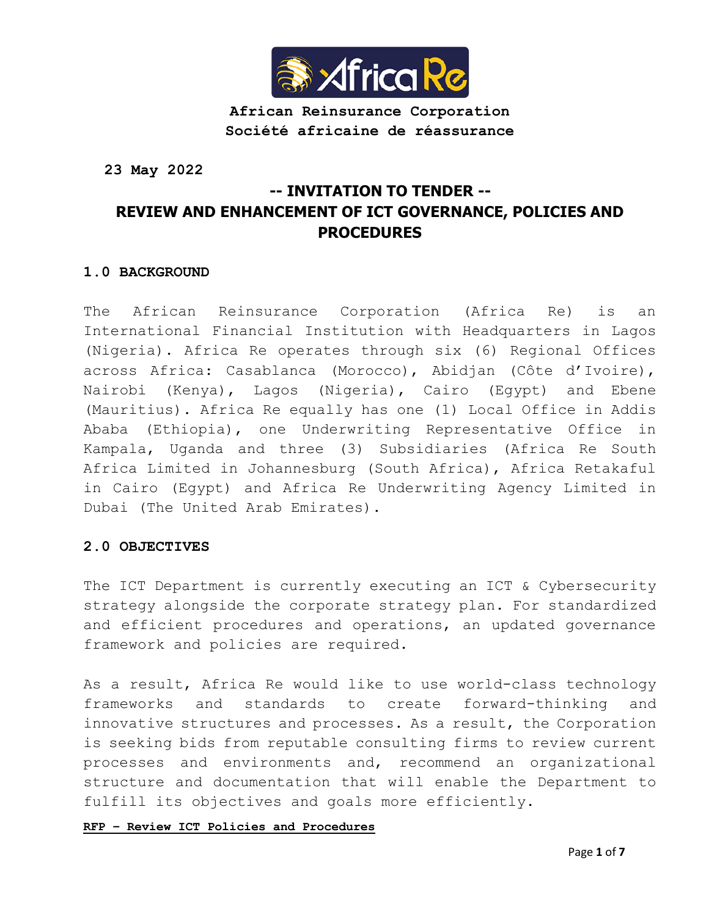**African Reinsurance Corporation**
**Société africaine de réassurance**

**23 May 2022**

# -- INVITATION TO TENDER -- REVIEW AND ENHANCEMENT OF ICT GOVERNANCE, POLICIES AND PROCEDURES

## 1.0 BACKGROUND

The African Reinsurance Corporation (Africa Re) is an International Financial Institution with Headquarters in Lagos (Nigeria). Africa Re operates through six (6) Regional Offices across Africa: Casablanca (Morocco), Abidjan (Côte d'Ivoire), Nairobi (Kenya), Lagos (Nigeria), Cairo (Egypt) and Ebene (Mauritius). Africa Re equally has one (1) Local Office in Addis Ababa (Ethiopia), one Underwriting Representative Office in Kampala, Uganda and three (3) Subsidiaries (Africa Re South Africa Limited in Johannesburg (South Africa), Africa Retakaful in Cairo (Egypt) and Africa Re Underwriting Agency Limited in Dubai (The United Arab Emirates).

## 2.0 OBJECTIVES

The ICT Department is currently executing an ICT & Cybersecurity strategy alongside the corporate strategy plan. For standardized and efficient procedures and operations, an updated governance framework and policies are required.

As a result, Africa Re would like to use world-class technology frameworks and standards to create forward-thinking and innovative structures and processes. As a result, the Corporation is seeking bids from reputable consulting firms to review current processes and environments and, recommend an organizational structure and documentation that will enable the Department to fulfill its objectives and goals more efficiently.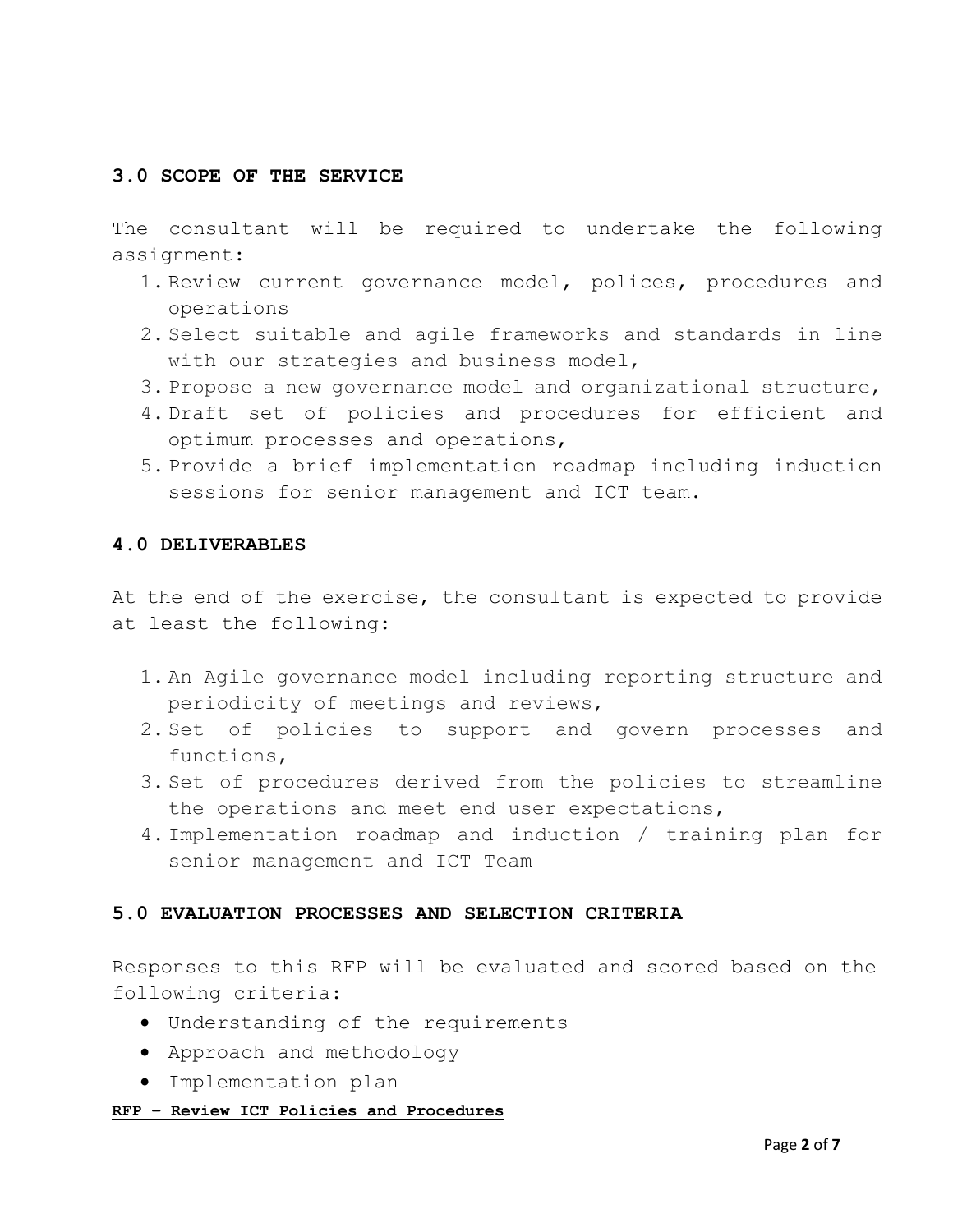## 3.0 SCOPE OF THE SERVICE

The consultant will be required to undertake the following assignment:

1. Review current governance model, polices, procedures and operations
2. Select suitable and agile frameworks and standards in line with our strategies and business model,
3. Propose a new governance model and organizational structure,
4. Draft set of policies and procedures for efficient and optimum processes and operations,
5. Provide a brief implementation roadmap including induction sessions for senior management and ICT team.

## 4.0 DELIVERABLES

At the end of the exercise, the consultant is expected to provide at least the following:

1. An Agile governance model including reporting structure and periodicity of meetings and reviews,
2. Set of policies to support and govern processes and functions,
3. Set of procedures derived from the policies to streamline the operations and meet end user expectations,
4. Implementation roadmap and induction / training plan for senior management and ICT Team

## 5.0 EVALUATION PROCESSES AND SELECTION CRITERIA

Responses to this RFP will be evaluated and scored based on the following criteria:

- Understanding of the requirements
- Approach and methodology
- Implementation plan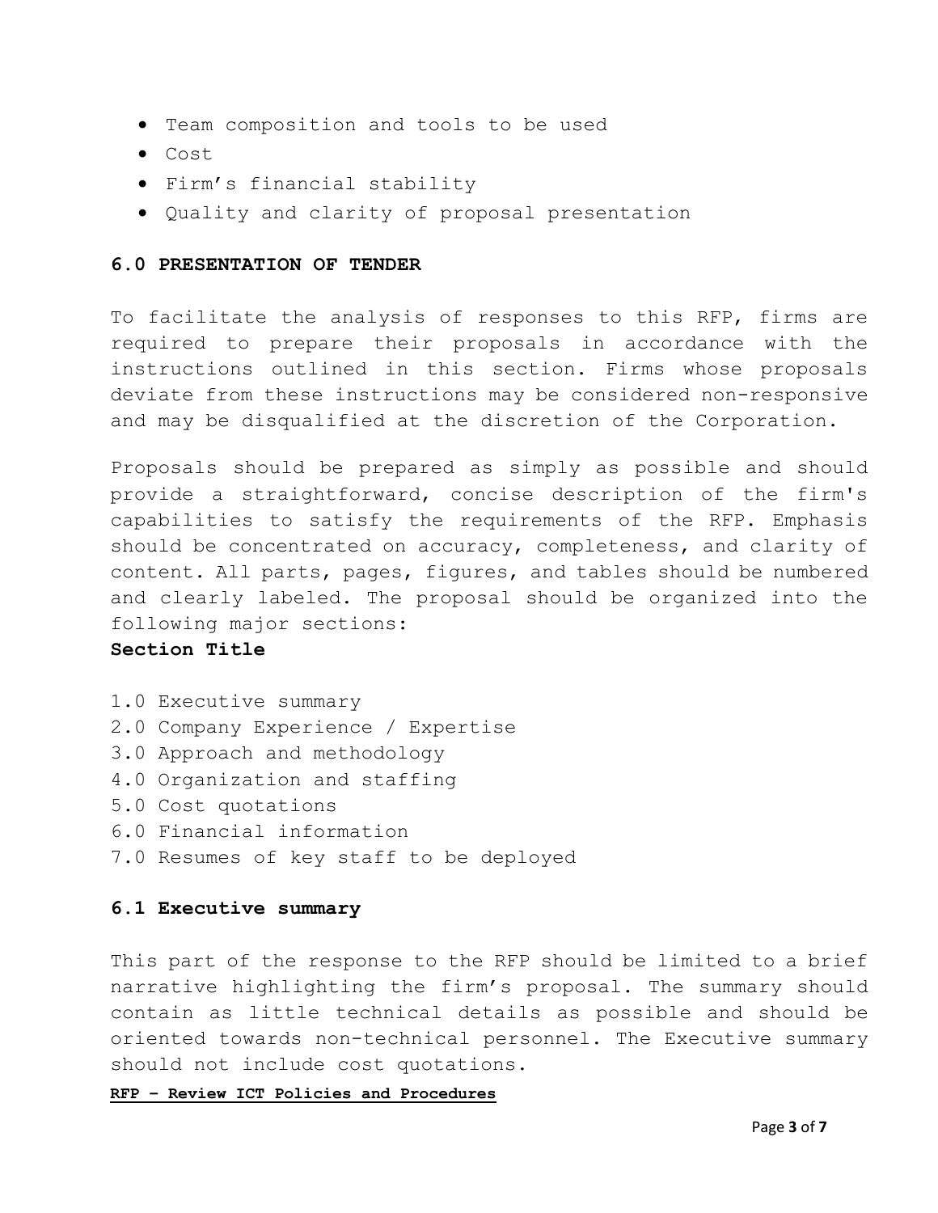- Team composition and tools to be used
- Cost
- Firm's financial stability
- Quality and clarity of proposal presentation

## 6.0 PRESENTATION OF TENDER

To facilitate the analysis of responses to this RFP, firms are required to prepare their proposals in accordance with the instructions outlined in this section. Firms whose proposals deviate from these instructions may be considered non-responsive and may be disqualified at the discretion of the Corporation.

Proposals should be prepared as simply as possible and should provide a straightforward, concise description of the firm's capabilities to satisfy the requirements of the RFP. Emphasis should be concentrated on accuracy, completeness, and clarity of content. All parts, pages, figures, and tables should be numbered and clearly labeled. The proposal should be organized into the following major sections:

**Section Title**

1.0 Executive summary
2.0 Company Experience / Expertise
3.0 Approach and methodology
4.0 Organization and staffing
5.0 Cost quotations
6.0 Financial information
7.0 Resumes of key staff to be deployed

### 6.1 Executive summary

This part of the response to the RFP should be limited to a brief narrative highlighting the firm's proposal. The summary should contain as little technical details as possible and should be oriented towards non-technical personnel. The Executive summary should not include cost quotations.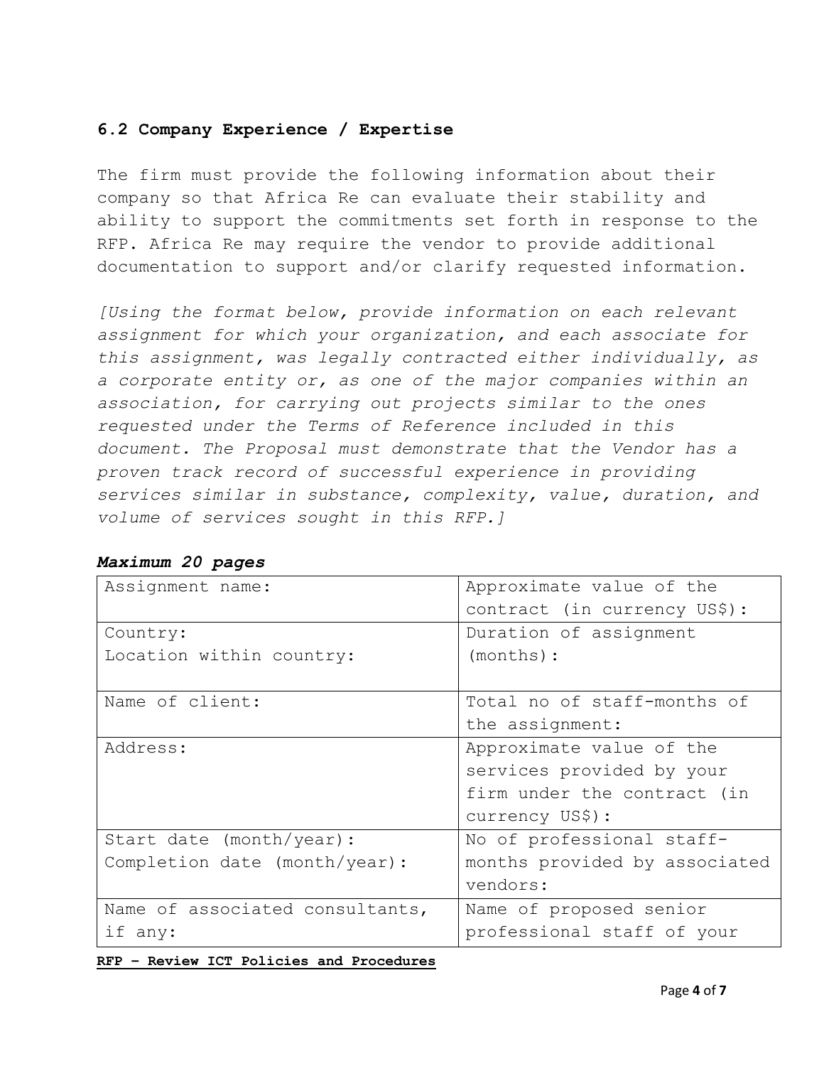### 6.2 Company Experience / Expertise

The firm must provide the following information about their company so that Africa Re can evaluate their stability and ability to support the commitments set forth in response to the RFP. Africa Re may require the vendor to provide additional documentation to support and/or clarify requested information.

*[Using the format below, provide information on each relevant assignment for which your organization, and each associate for this assignment, was legally contracted either individually, as a corporate entity or, as one of the major companies within an association, for carrying out projects similar to the ones requested under the Terms of Reference included in this document. The Proposal must demonstrate that the Vendor has a proven track record of successful experience in providing services similar in substance, complexity, value, duration, and volume of services sought in this RFP.]*

***Maximum 20 pages***

| Assignment name: | Approximate value of the contract (in currency US$): |
|---|---|
| Country:<br>Location within country: | Duration of assignment (months): |
| Name of client: | Total no of staff-months of the assignment: |
| Address: | Approximate value of the services provided by your firm under the contract (in currency US$): |
| Start date (month/year):<br>Completion date (month/year): | No of professional staff-months provided by associated vendors: |
| Name of associated consultants, if any: | Name of proposed senior professional staff of your |

**RFP – Review ICT Policies and Procedures**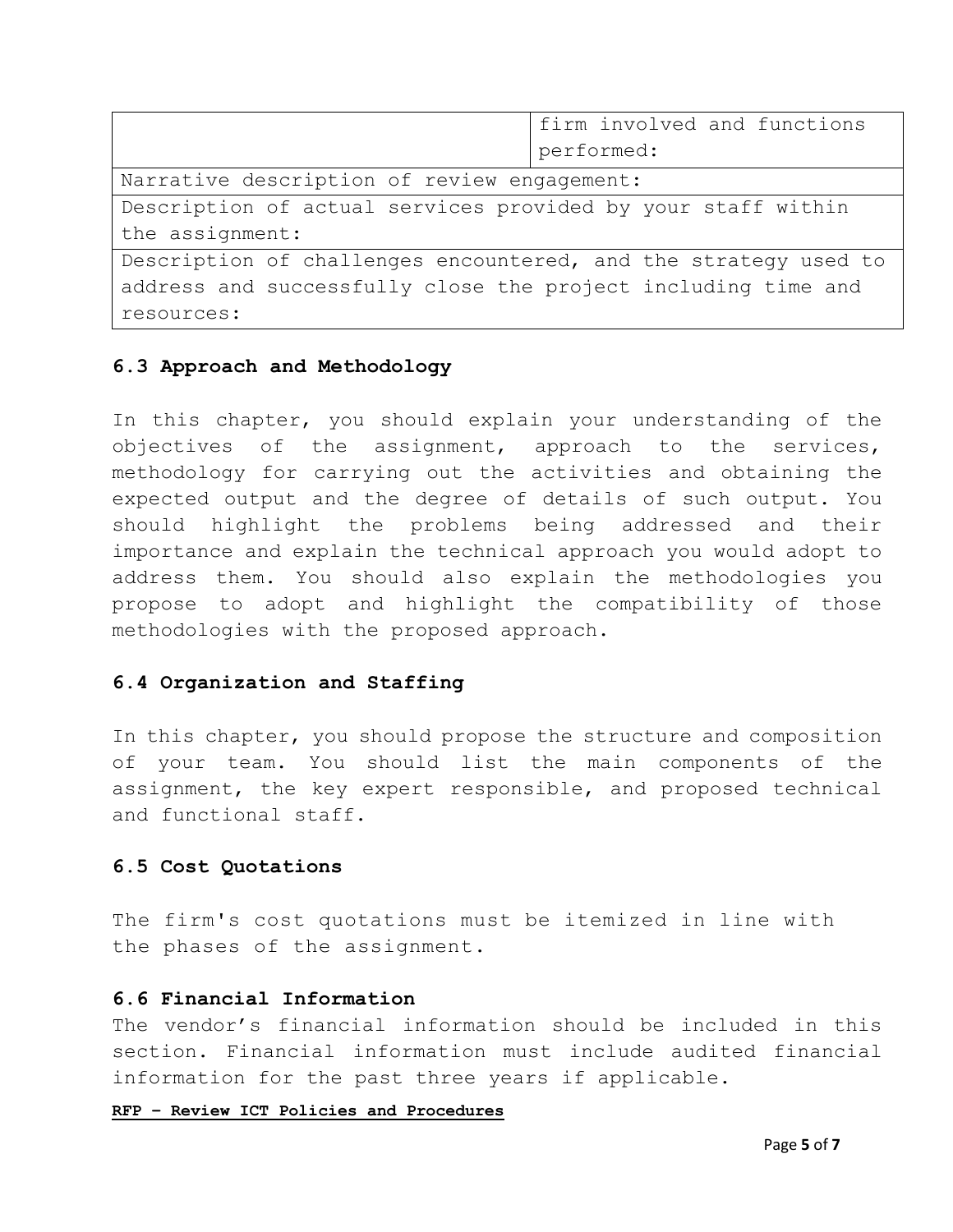| | firm involved and functions performed: |
|---|---|
| Narrative description of review engagement: | |
| Description of actual services provided by your staff within the assignment: | |
| Description of challenges encountered, and the strategy used to address and successfully close the project including time and resources: | |

### 6.3 Approach and Methodology

In this chapter, you should explain your understanding of the objectives of the assignment, approach to the services, methodology for carrying out the activities and obtaining the expected output and the degree of details of such output. You should highlight the problems being addressed and their importance and explain the technical approach you would adopt to address them. You should also explain the methodologies you propose to adopt and highlight the compatibility of those methodologies with the proposed approach.

### 6.4 Organization and Staffing

In this chapter, you should propose the structure and composition of your team. You should list the main components of the assignment, the key expert responsible, and proposed technical and functional staff.

### 6.5 Cost Quotations

The firm's cost quotations must be itemized in line with the phases of the assignment.

### 6.6 Financial Information

The vendor's financial information should be included in this section. Financial information must include audited financial information for the past three years if applicable.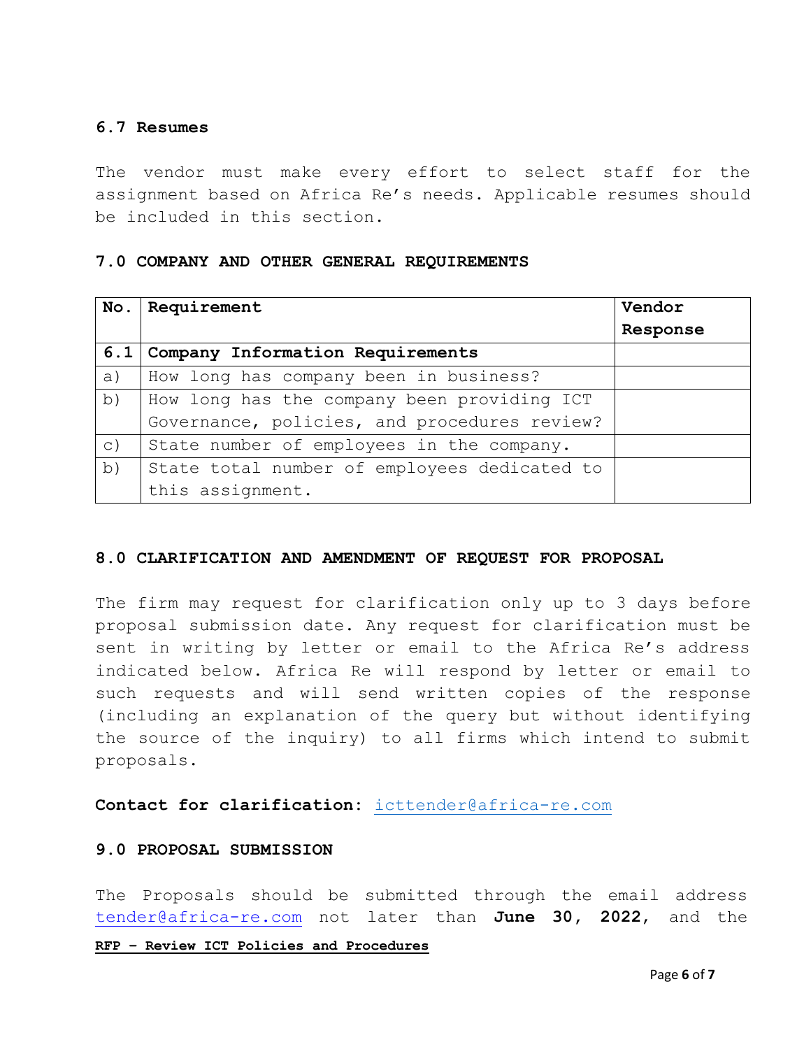### 6.7 Resumes

The vendor must make every effort to select staff for the assignment based on Africa Re's needs. Applicable resumes should be included in this section.

## 7.0 COMPANY AND OTHER GENERAL REQUIREMENTS

| No. | Requirement | Vendor Response |
|---|---|---|
| **6.1** | **Company Information Requirements** | |
| a) | How long has company been in business? | |
| b) | How long has the company been providing ICT Governance, policies, and procedures review? | |
| c) | State number of employees in the company. | |
| b) | State total number of employees dedicated to this assignment. | |

## 8.0 CLARIFICATION AND AMENDMENT OF REQUEST FOR PROPOSAL

The firm may request for clarification only up to 3 days before proposal submission date. Any request for clarification must be sent in writing by letter or email to the Africa Re's address indicated below. Africa Re will respond by letter or email to such requests and will send written copies of the response (including an explanation of the query but without identifying the source of the inquiry) to all firms which intend to submit proposals.

**Contact for clarification**: icttender@africa-re.com

## 9.0 PROPOSAL SUBMISSION

The Proposals should be submitted through the email address tender@africa-re.com not later than **June 30, 2022**, and the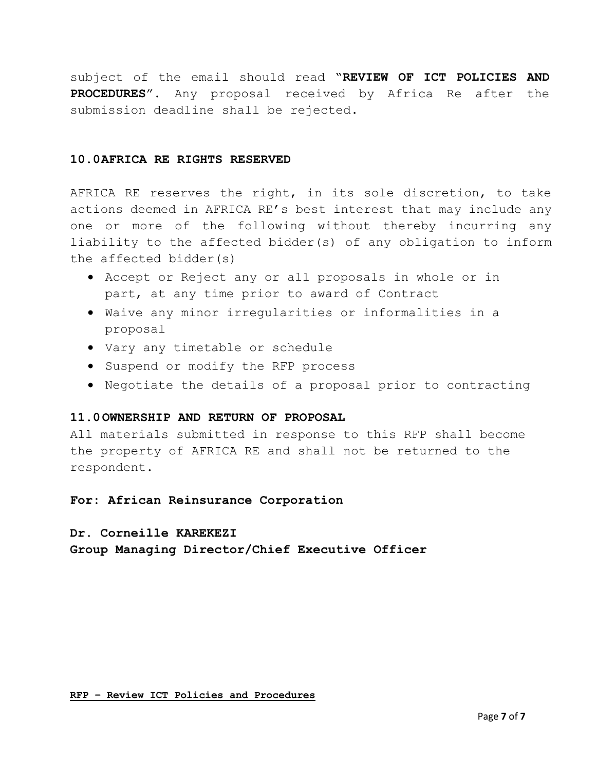subject of the email should read "**REVIEW OF ICT POLICIES AND PROCEDURES**". Any proposal received by Africa Re after the submission deadline shall be rejected.

## 10.0AFRICA RE RIGHTS RESERVED

AFRICA RE reserves the right, in its sole discretion, to take actions deemed in AFRICA RE's best interest that may include any one or more of the following without thereby incurring any liability to the affected bidder(s) of any obligation to inform the affected bidder(s)

- Accept or Reject any or all proposals in whole or in part, at any time prior to award of Contract
- Waive any minor irregularities or informalities in a proposal
- Vary any timetable or schedule
- Suspend or modify the RFP process
- Negotiate the details of a proposal prior to contracting

## 11.0OWNERSHIP AND RETURN OF PROPOSAL

All materials submitted in response to this RFP shall become the property of AFRICA RE and shall not be returned to the respondent.

**For: African Reinsurance Corporation**

**Dr. Corneille KAREKEZI**
**Group Managing Director/Chief Executive Officer**